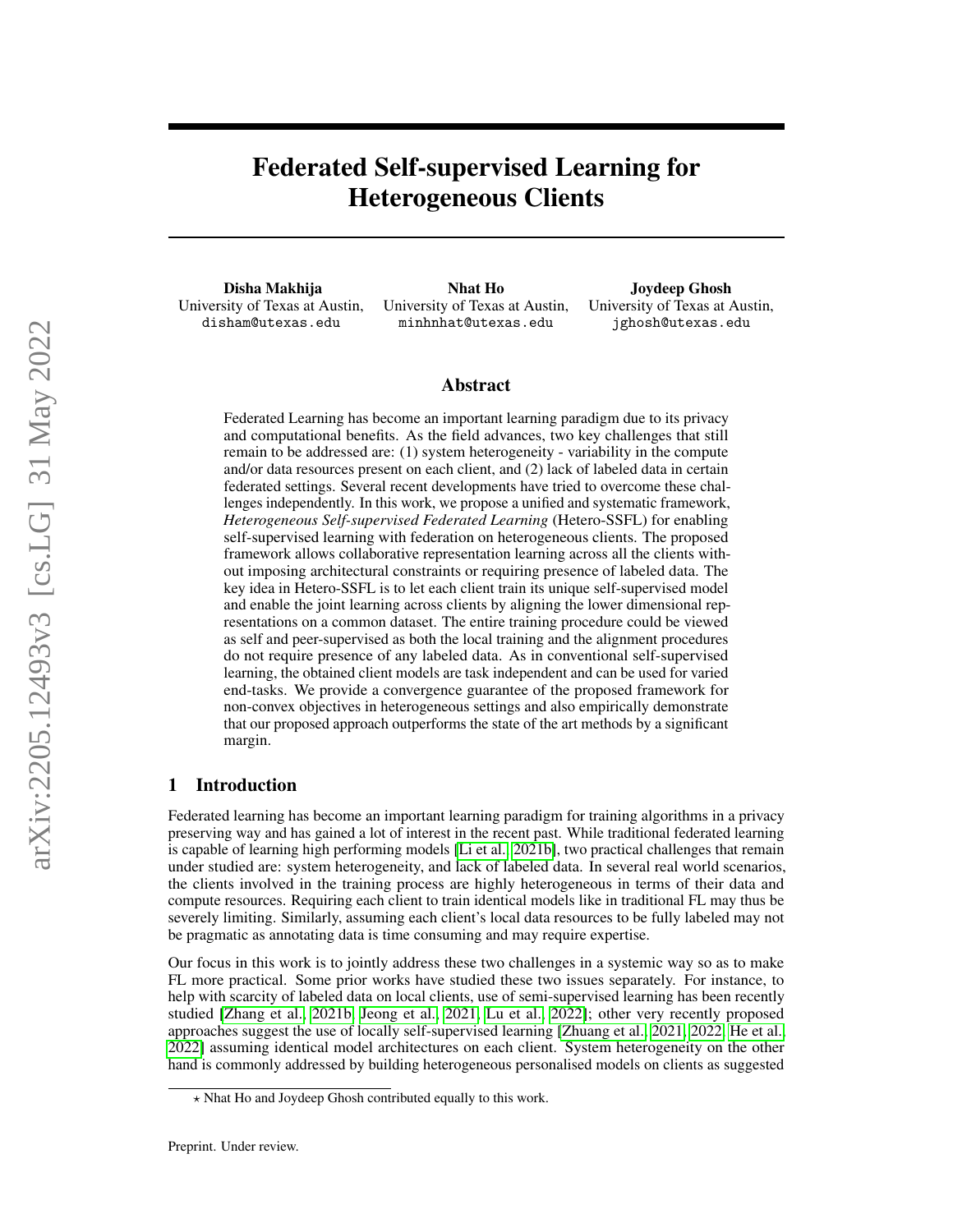# Federated Self-supervised Learning for Heterogeneous Clients

**Disha Makhija**
University of Texas at Austin,
disham@utexas.edu

**Nhat Ho**
University of Texas at Austin,
minhnhat@utexas.edu

**Joydeep Ghosh**
University of Texas at Austin,
jghosh@utexas.edu

## Abstract

Federated Learning has become an important learning paradigm due to its privacy and computational benefits. As the field advances, two key challenges that still remain to be addressed are: (1) system heterogeneity - variability in the compute and/or data resources present on each client, and (2) lack of labeled data in certain federated settings. Several recent developments have tried to overcome these challenges independently. In this work, we propose a unified and systematic framework, *Heterogeneous Self-supervised Federated Learning* (Hetero-SSFL) for enabling self-supervised learning with federation on heterogeneous clients. The proposed framework allows collaborative representation learning across all the clients without imposing architectural constraints or requiring presence of labeled data. The key idea in Hetero-SSFL is to let each client train its unique self-supervised model and enable the joint learning across clients by aligning the lower dimensional representations on a common dataset. The entire training procedure could be viewed as self and peer-supervised as both the local training and the alignment procedures do not require presence of any labeled data. As in conventional self-supervised learning, the obtained client models are task independent and can be used for varied end-tasks. We provide a convergence guarantee of the proposed framework for non-convex objectives in heterogeneous settings and also empirically demonstrate that our proposed approach outperforms the state of the art methods by a significant margin.

## 1 Introduction

Federated learning has become an important learning paradigm for training algorithms in a privacy preserving way and has gained a lot of interest in the recent past. While traditional federated learning is capable of learning high performing models [Li et al., 2021b], two practical challenges that remain under studied are: system heterogeneity, and lack of labeled data. In several real world scenarios, the clients involved in the training process are highly heterogeneous in terms of their data and compute resources. Requiring each client to train identical models like in traditional FL may thus be severely limiting. Similarly, assuming each client's local data resources to be fully labeled may not be pragmatic as annotating data is time consuming and may require expertise.

Our focus in this work is to jointly address these two challenges in a systemic way so as to make FL more practical. Some prior works have studied these two issues separately. For instance, to help with scarcity of labeled data on local clients, use of semi-supervised learning has been recently studied [Zhang et al., 2021b, Jeong et al., 2021, Lu et al., 2022]; other very recently proposed approaches suggest the use of locally self-supervised learning [Zhuang et al., 2021, 2022, He et al., 2022] assuming identical model architectures on each client. System heterogeneity on the other hand is commonly addressed by building heterogeneous personalised models on clients as suggested

⋆ Nhat Ho and Joydeep Ghosh contributed equally to this work.

Preprint. Under review.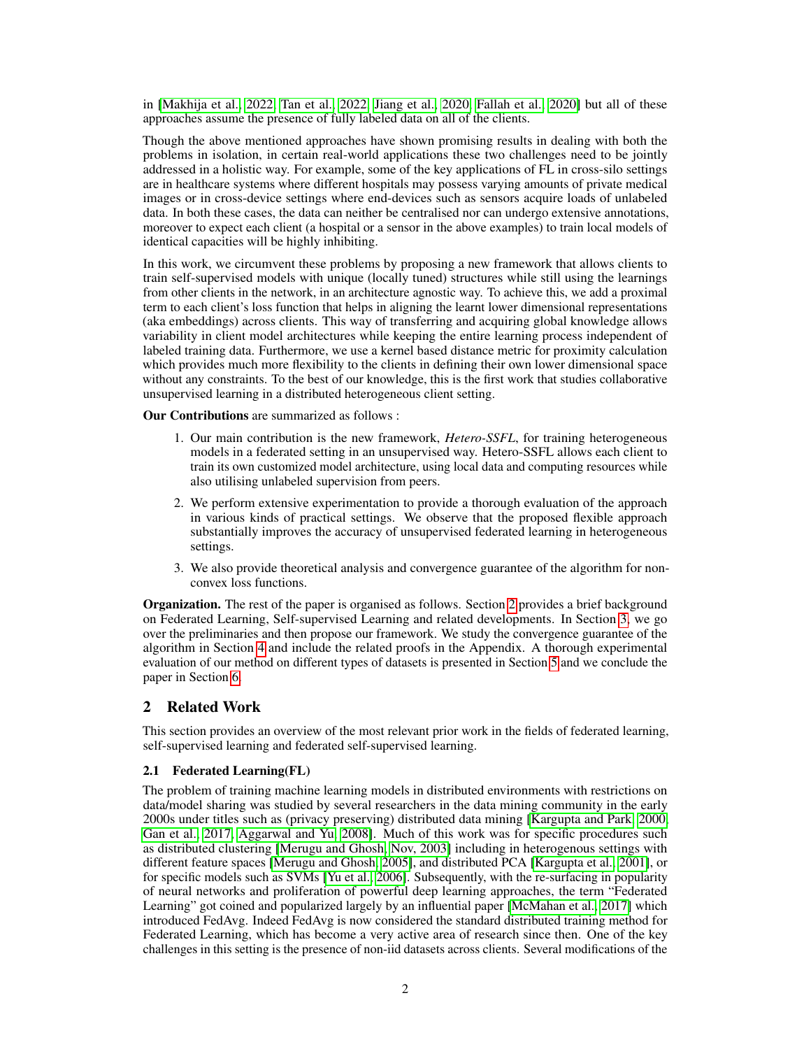in [Makhija et al., 2022, Tan et al., 2022, Jiang et al., 2020, Fallah et al., 2020] but all of these approaches assume the presence of fully labeled data on all of the clients.

Though the above mentioned approaches have shown promising results in dealing with both the problems in isolation, in certain real-world applications these two challenges need to be jointly addressed in a holistic way. For example, some of the key applications of FL in cross-silo settings are in healthcare systems where different hospitals may possess varying amounts of private medical images or in cross-device settings where end-devices such as sensors acquire loads of unlabeled data. In both these cases, the data can neither be centralised nor can undergo extensive annotations, moreover to expect each client (a hospital or a sensor in the above examples) to train local models of identical capacities will be highly inhibiting.

In this work, we circumvent these problems by proposing a new framework that allows clients to train self-supervised models with unique (locally tuned) structures while still using the learnings from other clients in the network, in an architecture agnostic way. To achieve this, we add a proximal term to each client's loss function that helps in aligning the learnt lower dimensional representations (aka embeddings) across clients. This way of transferring and acquiring global knowledge allows variability in client model architectures while keeping the entire learning process independent of labeled training data. Furthermore, we use a kernel based distance metric for proximity calculation which provides much more flexibility to the clients in defining their own lower dimensional space without any constraints. To the best of our knowledge, this is the first work that studies collaborative unsupervised learning in a distributed heterogeneous client setting.

**Our Contributions** are summarized as follows :

1. Our main contribution is the new framework, *Hetero-SSFL*, for training heterogeneous models in a federated setting in an unsupervised way. Hetero-SSFL allows each client to train its own customized model architecture, using local data and computing resources while also utilising unlabeled supervision from peers.
2. We perform extensive experimentation to provide a thorough evaluation of the approach in various kinds of practical settings. We observe that the proposed flexible approach substantially improves the accuracy of unsupervised federated learning in heterogeneous settings.
3. We also provide theoretical analysis and convergence guarantee of the algorithm for non-convex loss functions.

**Organization.** The rest of the paper is organised as follows. Section 2 provides a brief background on Federated Learning, Self-supervised Learning and related developments. In Section 3, we go over the preliminaries and then propose our framework. We study the convergence guarantee of the algorithm in Section 4 and include the related proofs in the Appendix. A thorough experimental evaluation of our method on different types of datasets is presented in Section 5 and we conclude the paper in Section 6.

## 2 Related Work

This section provides an overview of the most relevant prior work in the fields of federated learning, self-supervised learning and federated self-supervised learning.

### 2.1 Federated Learning(FL)

The problem of training machine learning models in distributed environments with restrictions on data/model sharing was studied by several researchers in the data mining community in the early 2000s under titles such as (privacy preserving) distributed data mining [Kargupta and Park, 2000, Gan et al., 2017, Aggarwal and Yu, 2008]. Much of this work was for specific procedures such as distributed clustering [Merugu and Ghosh, Nov, 2003] including in heterogenous settings with different feature spaces [Merugu and Ghosh, 2005], and distributed PCA [Kargupta et al., 2001], or for specific models such as SVMs [Yu et al., 2006]. Subsequently, with the re-surfacing in popularity of neural networks and proliferation of powerful deep learning approaches, the term "Federated Learning" got coined and popularized largely by an influential paper [McMahan et al., 2017] which introduced FedAvg. Indeed FedAvg is now considered the standard distributed training method for Federated Learning, which has become a very active area of research since then. One of the key challenges in this setting is the presence of non-iid datasets across clients. Several modifications of the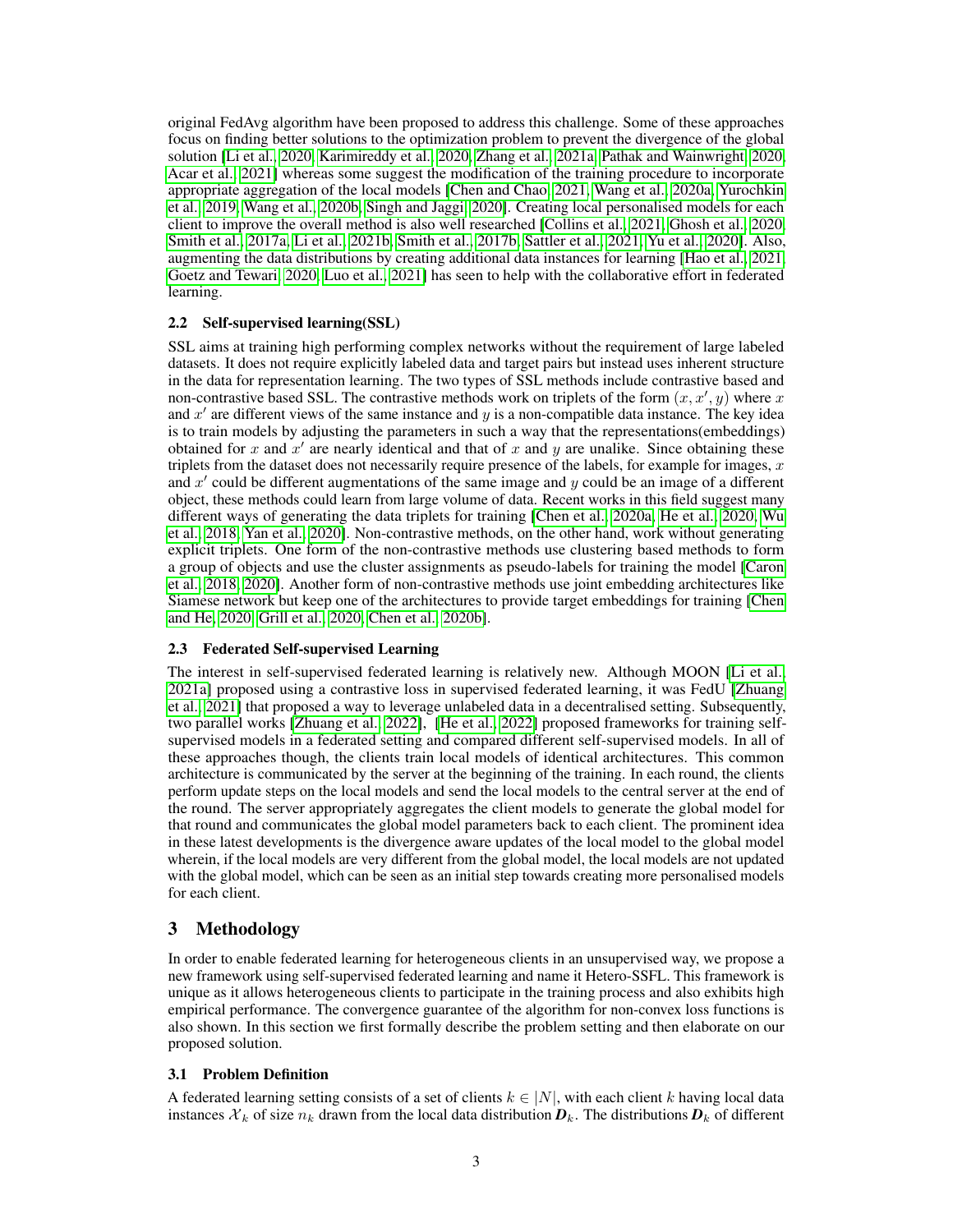original FedAvg algorithm have been proposed to address this challenge. Some of these approaches focus on finding better solutions to the optimization problem to prevent the divergence of the global solution [Li et al., 2020, Karimireddy et al., 2020, Zhang et al., 2021a, Pathak and Wainwright, 2020, Acar et al., 2021] whereas some suggest the modification of the training procedure to incorporate appropriate aggregation of the local models [Chen and Chao, 2021, Wang et al., 2020a, Yurochkin et al., 2019, Wang et al., 2020b, Singh and Jaggi, 2020]. Creating local personalised models for each client to improve the overall method is also well researched [Collins et al., 2021, Ghosh et al., 2020, Smith et al., 2017a, Li et al., 2021b, Smith et al., 2017b, Sattler et al., 2021, Yu et al., 2020]. Also, augmenting the data distributions by creating additional data instances for learning [Hao et al., 2021, Goetz and Tewari, 2020, Luo et al., 2021] has seen to help with the collaborative effort in federated learning.

### 2.2 Self-supervised learning(SSL)

SSL aims at training high performing complex networks without the requirement of large labeled datasets. It does not require explicitly labeled data and target pairs but instead uses inherent structure in the data for representation learning. The two types of SSL methods include contrastive based and non-contrastive based SSL. The contrastive methods work on triplets of the form $(x, x', y)$ where $x$ and $x'$ are different views of the same instance and $y$ is a non-compatible data instance. The key idea is to train models by adjusting the parameters in such a way that the representations(embeddings) obtained for $x$ and $x'$ are nearly identical and that of $x$ and $y$ are unalike. Since obtaining these triplets from the dataset does not necessarily require presence of the labels, for example for images, $x$ and $x'$ could be different augmentations of the same image and $y$ could be an image of a different object, these methods could learn from large volume of data. Recent works in this field suggest many different ways of generating the data triplets for training [Chen et al., 2020a, He et al., 2020, Wu et al., 2018, Yan et al., 2020]. Non-contrastive methods, on the other hand, work without generating explicit triplets. One form of the non-contrastive methods use clustering based methods to form a group of objects and use the cluster assignments as pseudo-labels for training the model [Caron et al., 2018, 2020]. Another form of non-contrastive methods use joint embedding architectures like Siamese network but keep one of the architectures to provide target embeddings for training [Chen and He, 2020, Grill et al., 2020, Chen et al., 2020b].

### 2.3 Federated Self-supervised Learning

The interest in self-supervised federated learning is relatively new. Although MOON [Li et al., 2021a] proposed using a contrastive loss in supervised federated learning, it was FedU [Zhuang et al., 2021] that proposed a way to leverage unlabeled data in a decentralised setting. Subsequently, two parallel works [Zhuang et al., 2022], [He et al., 2022] proposed frameworks for training self-supervised models in a federated setting and compared different self-supervised models. In all of these approaches though, the clients train local models of identical architectures. This common architecture is communicated by the server at the beginning of the training. In each round, the clients perform update steps on the local models and send the local models to the central server at the end of the round. The server appropriately aggregates the client models to generate the global model for that round and communicates the global model parameters back to each client. The prominent idea in these latest developments is the divergence aware updates of the local model to the global model wherein, if the local models are very different from the global model, the local models are not updated with the global model, which can be seen as an initial step towards creating more personalised models for each client.

## 3 Methodology

In order to enable federated learning for heterogeneous clients in an unsupervised way, we propose a new framework using self-supervised federated learning and name it Hetero-SSFL. This framework is unique as it allows heterogeneous clients to participate in the training process and also exhibits high empirical performance. The convergence guarantee of the algorithm for non-convex loss functions is also shown. In this section we first formally describe the problem setting and then elaborate on our proposed solution.

### 3.1 Problem Definition

A federated learning setting consists of a set of clients $k \in |N|$, with each client $k$ having local data instances $\mathcal{X}_k$ of size $n_k$ drawn from the local data distribution $\boldsymbol{D}_k$. The distributions $\boldsymbol{D}_k$ of different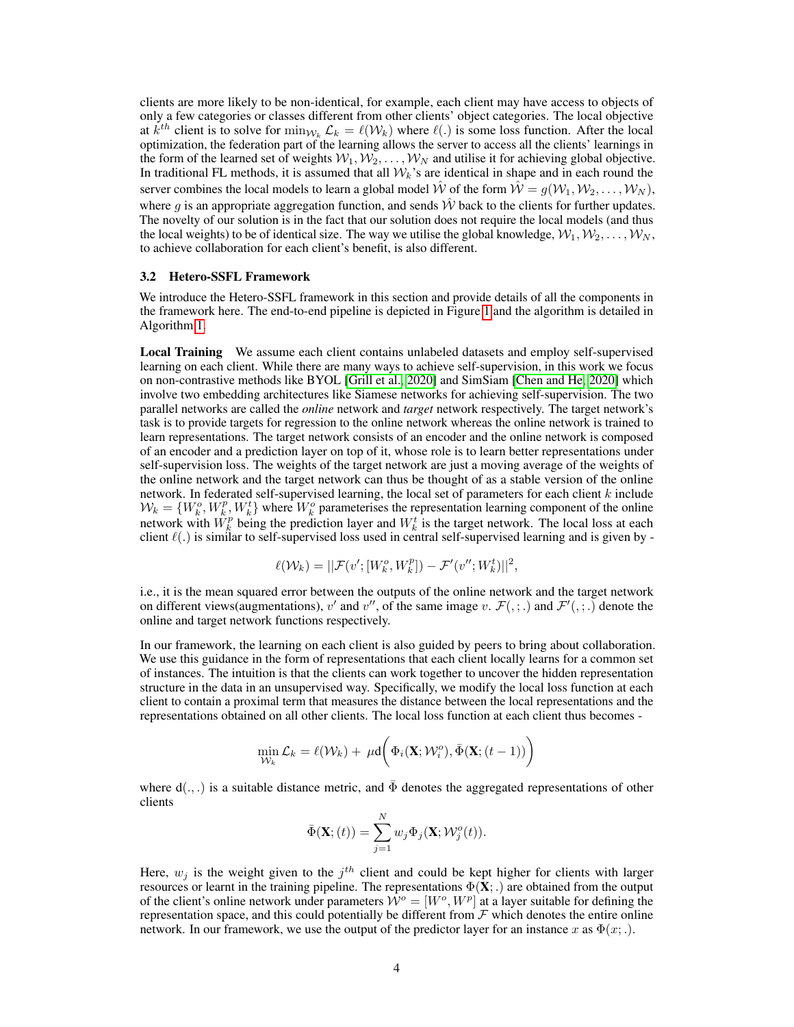clients are more likely to be non-identical, for example, each client may have access to objects of only a few categories or classes different from other clients' object categories. The local objective at $k^{th}$ client is to solve for $\min_{\mathcal{W}_k} \mathcal{L}_k = \ell(\mathcal{W}_k)$ where $\ell(.)$ is some loss function. After the local optimization, the federation part of the learning allows the server to access all the clients' learnings in the form of the learned set of weights $\mathcal{W}_1, \mathcal{W}_2, \ldots, \mathcal{W}_N$ and utilise it for achieving global objective. In traditional FL methods, it is assumed that all $\mathcal{W}_k$'s are identical in shape and in each round the server combines the local models to learn a global model $\hat{\mathcal{W}}$ of the form $\hat{\mathcal{W}} = g(\mathcal{W}_1, \mathcal{W}_2, \ldots, \mathcal{W}_N)$, where $g$ is an appropriate aggregation function, and sends $\hat{\mathcal{W}}$ back to the clients for further updates. The novelty of our solution is in the fact that our solution does not require the local models (and thus the local weights) to be of identical size. The way we utilise the global knowledge, $\mathcal{W}_1, \mathcal{W}_2, \ldots, \mathcal{W}_N$, to achieve collaboration for each client's benefit, is also different.

### 3.2 Hetero-SSFL Framework

We introduce the Hetero-SSFL framework in this section and provide details of all the components in the framework here. The end-to-end pipeline is depicted in Figure 1 and the algorithm is detailed in Algorithm 1.

**Local Training** We assume each client contains unlabeled datasets and employ self-supervised learning on each client. While there are many ways to achieve self-supervision, in this work we focus on non-contrastive methods like BYOL [Grill et al., 2020] and SimSiam [Chen and He, 2020] which involve two embedding architectures like Siamese networks for achieving self-supervision. The two parallel networks are called the *online* network and *target* network respectively. The target network's task is to provide targets for regression to the online network whereas the online network is trained to learn representations. The target network consists of an encoder and the online network is composed of an encoder and a prediction layer on top of it, whose role is to learn better representations under self-supervision loss. The weights of the target network are just a moving average of the weights of the online network and the target network can thus be thought of as a stable version of the online network. In federated self-supervised learning, the local set of parameters for each client $k$ include $\mathcal{W}_k = \{W_k^o, W_k^p, W_k^t\}$ where $W_k^o$ parameterises the representation learning component of the online network with $W_k^p$ being the prediction layer and $W_k^t$ is the target network. The local loss at each client $\ell(.)$ is similar to self-supervised loss used in central self-supervised learning and is given by -

$$\ell(\mathcal{W}_k) = ||\mathcal{F}(v'; [W_k^o, W_k^p]) - \mathcal{F}'(v''; W_k^t)||^2,$$

i.e., it is the mean squared error between the outputs of the online network and the target network on different views(augmentations), $v'$ and $v''$, of the same image $v$. $\mathcal{F}(,;.)$ and $\mathcal{F}'(,;.)$ denote the online and target network functions respectively.

In our framework, the learning on each client is also guided by peers to bring about collaboration. We use this guidance in the form of representations that each client locally learns for a common set of instances. The intuition is that the clients can work together to uncover the hidden representation structure in the data in an unsupervised way. Specifically, we modify the local loss function at each client to contain a proximal term that measures the distance between the local representations and the representations obtained on all other clients. The local loss function at each client thus becomes -

$$\min_{\mathcal{W}_k} \mathcal{L}_k = \ell(\mathcal{W}_k) + \mu \mathrm{d}\bigg(\Phi_i(\mathbf{X}; \mathcal{W}_i^o), \bar{\Phi}(\mathbf{X}; (t-1))\bigg)$$

where $\mathrm{d}(.,.)$ is a suitable distance metric, and $\bar{\Phi}$ denotes the aggregated representations of other clients

$$\bar{\Phi}(\mathbf{X}; (t)) = \sum_{j=1}^{N} w_j \Phi_j(\mathbf{X}; \mathcal{W}_j^o(t)).$$

Here, $w_j$ is the weight given to the $j^{th}$ client and could be kept higher for clients with larger resources or learnt in the training pipeline. The representations $\Phi(\mathbf{X}; .)$ are obtained from the output of the client's online network under parameters $\mathcal{W}^o = [W^o, W^p]$ at a layer suitable for defining the representation space, and this could potentially be different from $\mathcal{F}$ which denotes the entire online network. In our framework, we use the output of the predictor layer for an instance $x$ as $\Phi(x; .)$.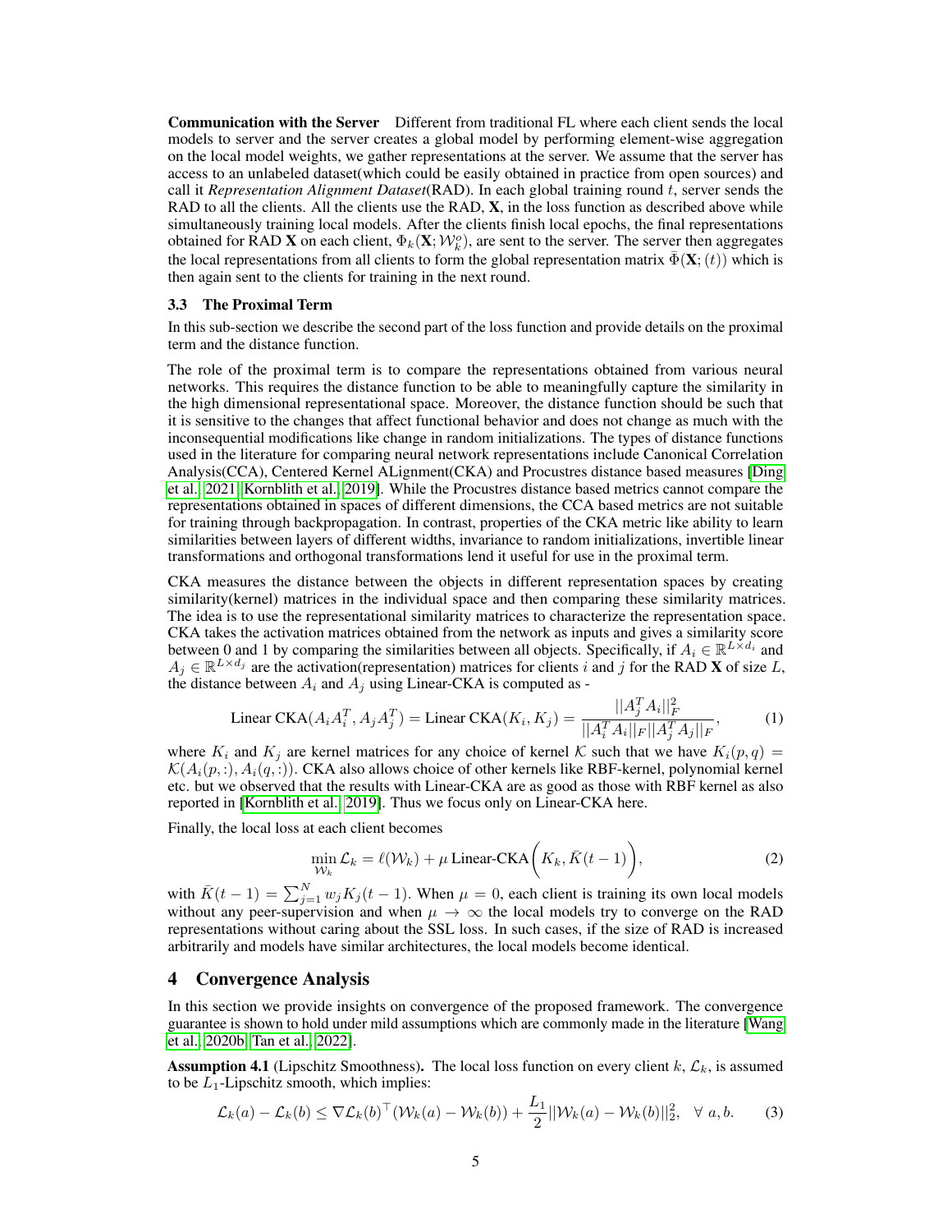**Communication with the Server** Different from traditional FL where each client sends the local models to server and the server creates a global model by performing element-wise aggregation on the local model weights, we gather representations at the server. We assume that the server has access to an unlabeled dataset(which could be easily obtained in practice from open sources) and call it *Representation Alignment Dataset*(RAD). In each global training round $t$, server sends the RAD to all the clients. All the clients use the RAD, $\mathbf{X}$, in the loss function as described above while simultaneously training local models. After the clients finish local epochs, the final representations obtained for RAD $\mathbf{X}$ on each client, $\Phi_k(\mathbf{X}; \mathcal{W}_k^o)$, are sent to the server. The server then aggregates the local representations from all clients to form the global representation matrix $\bar{\Phi}(\mathbf{X}; (t))$ which is then again sent to the clients for training in the next round.

### 3.3 The Proximal Term

In this sub-section we describe the second part of the loss function and provide details on the proximal term and the distance function.

The role of the proximal term is to compare the representations obtained from various neural networks. This requires the distance function to be able to meaningfully capture the similarity in the high dimensional representational space. Moreover, the distance function should be such that it is sensitive to the changes that affect functional behavior and does not change as much with the inconsequential modifications like change in random initializations. The types of distance functions used in the literature for comparing neural network representations include Canonical Correlation Analysis(CCA), Centered Kernel ALignment(CKA) and Procustres distance based measures [Ding et al., 2021, Kornblith et al., 2019]. While the Procustres distance based metrics cannot compare the representations obtained in spaces of different dimensions, the CCA based metrics are not suitable for training through backpropagation. In contrast, properties of the CKA metric like ability to learn similarities between layers of different widths, invariance to random initializations, invertible linear transformations and orthogonal transformations lend it useful for use in the proximal term.

CKA measures the distance between the objects in different representation spaces by creating similarity(kernel) matrices in the individual space and then comparing these similarity matrices. The idea is to use the representational similarity matrices to characterize the representation space. CKA takes the activation matrices obtained from the network as inputs and gives a similarity score between 0 and 1 by comparing the similarities between all objects. Specifically, if $A_i \in \mathbb{R}^{L \times d_i}$ and $A_j \in \mathbb{R}^{L \times d_j}$ are the activation(representation) matrices for clients $i$ and $j$ for the RAD $\mathbf{X}$ of size $L$, the distance between $A_i$ and $A_j$ using Linear-CKA is computed as -

$$\text{Linear CKA}(A_i A_i^T, A_j A_j^T) = \text{Linear CKA}(K_i, K_j) = \frac{||A_j^T A_i||_F^2}{||A_i^T A_i||_F ||A_j^T A_j||_F}, \tag{1}$$

where $K_i$ and $K_j$ are kernel matrices for any choice of kernel $\mathcal{K}$ such that we have $K_i(p, q) = \mathcal{K}(A_i(p, :), A_i(q, :))$. CKA also allows choice of other kernels like RBF-kernel, polynomial kernel etc. but we observed that the results with Linear-CKA are as good as those with RBF kernel as also reported in [Kornblith et al., 2019]. Thus we focus only on Linear-CKA here.

Finally, the local loss at each client becomes

$$\min_{\mathcal{W}_k} \mathcal{L}_k = \ell(\mathcal{W}_k) + \mu \,\text{Linear-CKA}\bigg(K_k, \bar{K}(t-1)\bigg), \tag{2}$$

with $\bar{K}(t-1) = \sum_{j=1}^{N} w_j K_j(t-1)$. When $\mu = 0$, each client is training its own local models without any peer-supervision and when $\mu \to \infty$ the local models try to converge on the RAD representations without caring about the SSL loss. In such cases, if the size of RAD is increased arbitrarily and models have similar architectures, the local models become identical.

## 4 Convergence Analysis

In this section we provide insights on convergence of the proposed framework. The convergence guarantee is shown to hold under mild assumptions which are commonly made in the literature [Wang et al., 2020b, Tan et al., 2022].

**Assumption 4.1** (Lipschitz Smoothness)**.** The local loss function on every client $k$, $\mathcal{L}_k$, is assumed to be $L_1$-Lipschitz smooth, which implies:

$$\mathcal{L}_k(a) - \mathcal{L}_k(b) \leq \nabla \mathcal{L}_k(b)^\top (\mathcal{W}_k(a) - \mathcal{W}_k(b)) + \frac{L_1}{2} ||\mathcal{W}_k(a) - \mathcal{W}_k(b)||_2^2, \quad \forall \ a, b. \tag{3}$$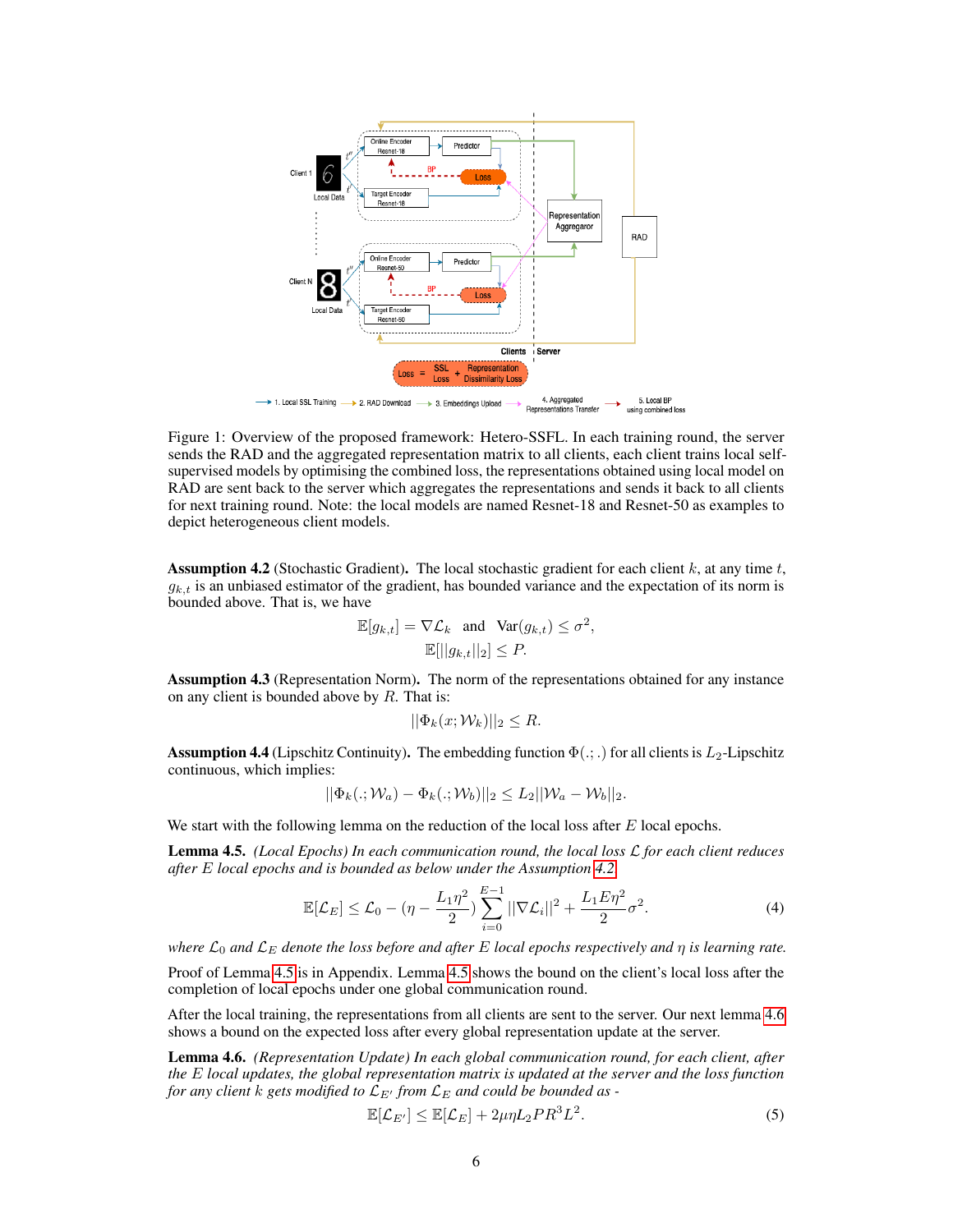Figure 1: Overview of the proposed framework: Hetero-SSFL. In each training round, the server sends the RAD and the aggregated representation matrix to all clients, each client trains local self-supervised models by optimising the combined loss, the representations obtained using local model on RAD are sent back to the server which aggregates the representations and sends it back to all clients for next training round. Note: the local models are named Resnet-18 and Resnet-50 as examples to depict heterogeneous client models.

**Assumption 4.2** (Stochastic Gradient)**.** The local stochastic gradient for each client $k$, at any time $t$, $g_{k,t}$ is an unbiased estimator of the gradient, has bounded variance and the expectation of its norm is bounded above. That is, we have

$$\mathbb{E}[g_{k,t}] = \nabla \mathcal{L}_k \quad \text{and} \quad \text{Var}(g_{k,t}) \leq \sigma^2,$$
$$\mathbb{E}[||g_{k,t}||_2] \leq P.$$

**Assumption 4.3** (Representation Norm)**.** The norm of the representations obtained for any instance on any client is bounded above by $R$. That is:

$$||\Phi_k(x; \mathcal{W}_k)||_2 \leq R.$$

**Assumption 4.4** (Lipschitz Continuity)**.** The embedding function $\Phi(.;.)$ for all clients is $L_2$-Lipschitz continuous, which implies:

$$||\Phi_k(.; \mathcal{W}_a) - \Phi_k(.; \mathcal{W}_b)||_2 \leq L_2 ||\mathcal{W}_a - \mathcal{W}_b||_2.$$

We start with the following lemma on the reduction of the local loss after $E$ local epochs.

**Lemma 4.5.** *(Local Epochs) In each communication round, the local loss $\mathcal{L}$ for each client reduces after $E$ local epochs and is bounded as below under the Assumption 4.2*

$$\mathbb{E}[\mathcal{L}_E] \leq \mathcal{L}_0 - (\eta - \frac{L_1 \eta^2}{2}) \sum_{i=0}^{E-1} ||\nabla \mathcal{L}_i||^2 + \frac{L_1 E \eta^2}{2} \sigma^2. \tag{4}$$

*where $\mathcal{L}_0$ and $\mathcal{L}_E$ denote the loss before and after $E$ local epochs respectively and $\eta$ is learning rate.*

Proof of Lemma 4.5 is in Appendix. Lemma 4.5 shows the bound on the client's local loss after the completion of local epochs under one global communication round.

After the local training, the representations from all clients are sent to the server. Our next lemma 4.6 shows a bound on the expected loss after every global representation update at the server.

**Lemma 4.6.** *(Representation Update) In each global communication round, for each client, after the $E$ local updates, the global representation matrix is updated at the server and the loss function for any client $k$ gets modified to $\mathcal{L}_{E'}$ from $\mathcal{L}_E$ and could be bounded as -*

$$\mathbb{E}[\mathcal{L}_{E'}] \leq \mathbb{E}[\mathcal{L}_E] + 2\mu\eta L_2 P R^3 L^2. \tag{5}$$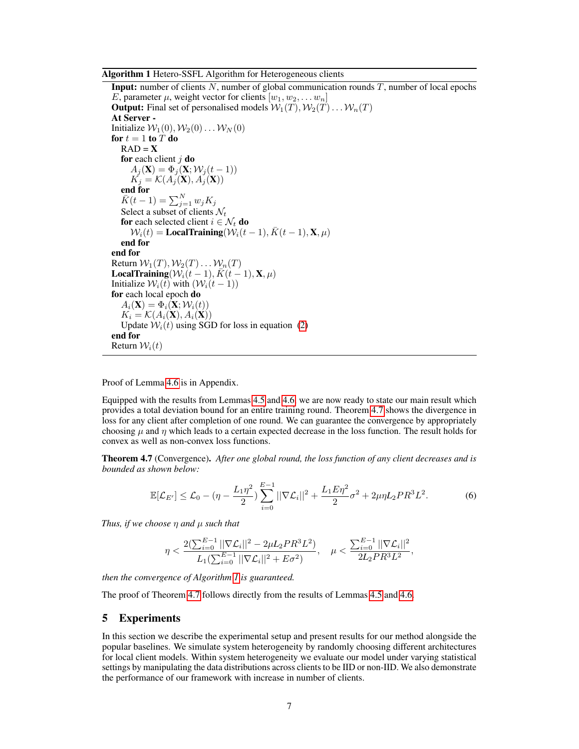**Algorithm 1** Hetero-SSFL Algorithm for Heterogeneous clients

**Input:** number of clients $N$, number of global communication rounds $T$, number of local epochs $E$, parameter $\mu$, weight vector for clients $[w_1, w_2, \dots w_n]$
**Output:** Final set of personalised models $\mathcal{W}_1(T), \mathcal{W}_2(T) \dots \mathcal{W}_n(T)$
**At Server -**
Initialize $\mathcal{W}_1(0), \mathcal{W}_2(0) \dots \mathcal{W}_N(0)$
**for** $t = 1$ **to** $T$ **do**
  RAD = **X**
  **for** each client $j$ **do**
    $A_j(\mathbf{X}) = \Phi_j(\mathbf{X}; \mathcal{W}_j(t-1))$
    $K_j = \mathcal{K}(A_j(\mathbf{X}), A_j(\mathbf{X}))$
  **end for**
  $\bar{K}(t-1) = \sum_{j=1}^{N} w_j K_j$
  Select a subset of clients $\mathcal{N}_t$
  **for** each selected client $i \in \mathcal{N}_t$ **do**
    $\mathcal{W}_i(t) =$ **LocalTraining**$(\mathcal{W}_i(t-1), \bar{K}(t-1), \mathbf{X}, \mu)$
  **end for**
**end for**
Return $\mathcal{W}_1(T), \mathcal{W}_2(T) \dots \mathcal{W}_n(T)$
**LocalTraining**$(\mathcal{W}_i(t-1), \bar{K}(t-1), \mathbf{X}, \mu)$
Initialize $\mathcal{W}_i(t)$ with $(\mathcal{W}_i(t-1))$
**for** each local epoch **do**
  $A_i(\mathbf{X}) = \Phi_i(\mathbf{X}; \mathcal{W}_i(t))$
  $K_i = \mathcal{K}(A_i(\mathbf{X}), A_i(\mathbf{X}))$
  Update $\mathcal{W}_i(t)$ using SGD for loss in equation (2)
**end for**
Return $\mathcal{W}_i(t)$

Proof of Lemma 4.6 is in Appendix.

Equipped with the results from Lemmas 4.5 and 4.6, we are now ready to state our main result which provides a total deviation bound for an entire training round. Theorem 4.7 shows the divergence in loss for any client after completion of one round. We can guarantee the convergence by appropriately choosing $\mu$ and $\eta$ which leads to a certain expected decrease in the loss function. The result holds for convex as well as non-convex loss functions.

**Theorem 4.7** (Convergence)**.** *After one global round, the loss function of any client decreases and is bounded as shown below:*

$$\mathbb{E}[\mathcal{L}_{E'}] \leq \mathcal{L}_0 - (\eta - \frac{L_1 \eta^2}{2}) \sum_{i=0}^{E-1} ||\nabla \mathcal{L}_i||^2 + \frac{L_1 E \eta^2}{2} \sigma^2 + 2\mu\eta L_2 P R^3 L^2. \tag{6}$$

*Thus, if we choose $\eta$ and $\mu$ such that*

$$\eta < \frac{2(\sum_{i=0}^{E-1} ||\nabla \mathcal{L}_i||^2 - 2\mu L_2 P R^3 L^2)}{L_1(\sum_{i=0}^{E-1} ||\nabla \mathcal{L}_i||^2 + E\sigma^2)}, \quad \mu < \frac{\sum_{i=0}^{E-1} ||\nabla \mathcal{L}_i||^2}{2 L_2 P R^3 L^2},$$

*then the convergence of Algorithm 1 is guaranteed.*

The proof of Theorem 4.7 follows directly from the results of Lemmas 4.5 and 4.6.

## 5 Experiments

In this section we describe the experimental setup and present results for our method alongside the popular baselines. We simulate system heterogeneity by randomly choosing different architectures for local client models. Within system heterogeneity we evaluate our model under varying statistical settings by manipulating the data distributions across clients to be IID or non-IID. We also demonstrate the performance of our framework with increase in number of clients.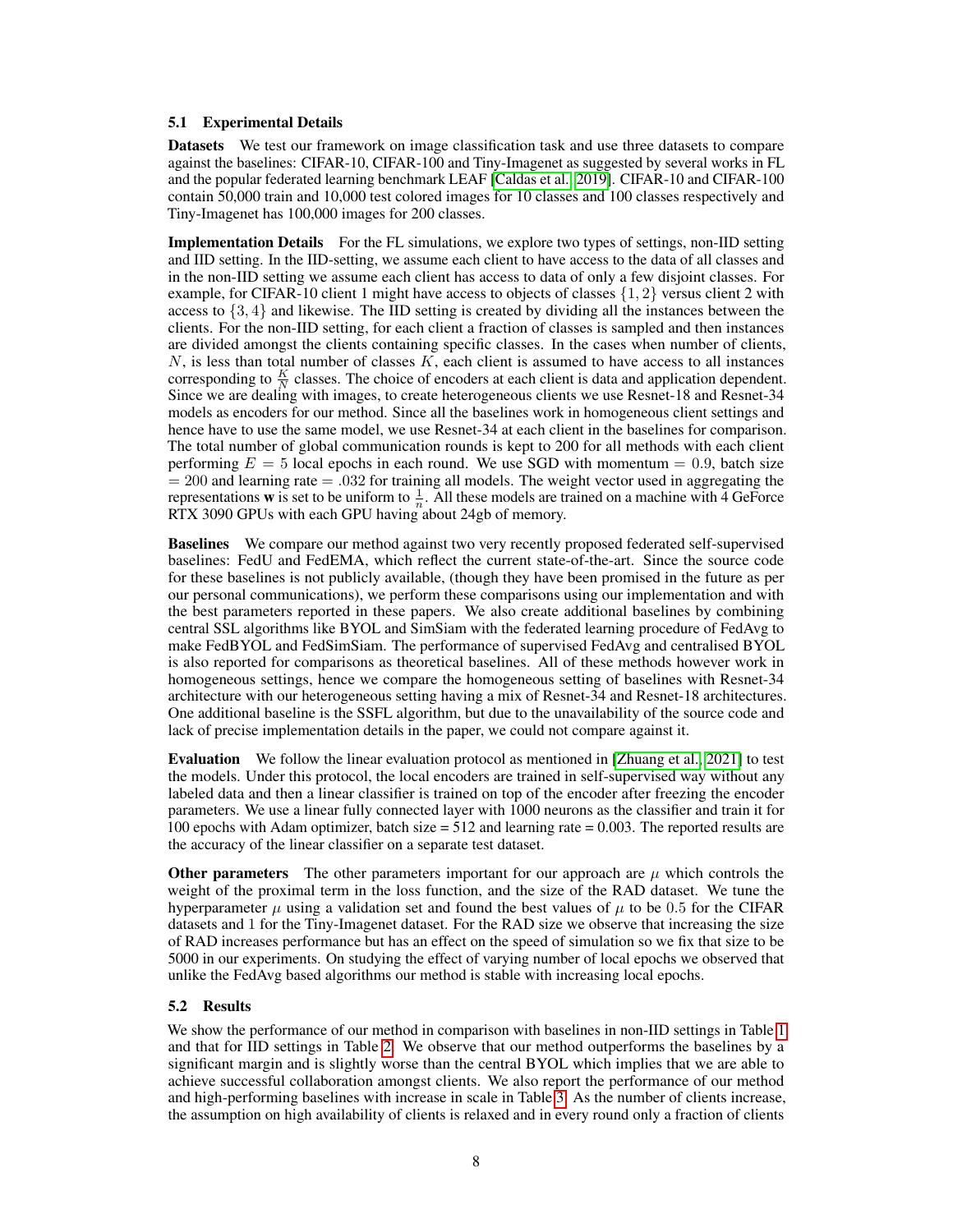### 5.1 Experimental Details

**Datasets** We test our framework on image classification task and use three datasets to compare against the baselines: CIFAR-10, CIFAR-100 and Tiny-Imagenet as suggested by several works in FL and the popular federated learning benchmark LEAF [Caldas et al., 2019]. CIFAR-10 and CIFAR-100 contain 50,000 train and 10,000 test colored images for 10 classes and 100 classes respectively and Tiny-Imagenet has 100,000 images for 200 classes.

**Implementation Details** For the FL simulations, we explore two types of settings, non-IID setting and IID setting. In the IID-setting, we assume each client to have access to the data of all classes and in the non-IID setting we assume each client has access to data of only a few disjoint classes. For example, for CIFAR-10 client 1 might have access to objects of classes $\{1, 2\}$ versus client 2 with access to $\{3, 4\}$ and likewise. The IID setting is created by dividing all the instances between the clients. For the non-IID setting, for each client a fraction of classes is sampled and then instances are divided amongst the clients containing specific classes. In the cases when number of clients, $N$, is less than total number of classes $K$, each client is assumed to have access to all instances corresponding to $\frac{K}{N}$ classes. The choice of encoders at each client is data and application dependent. Since we are dealing with images, to create heterogeneous clients we use Resnet-18 and Resnet-34 models as encoders for our method. Since all the baselines work in homogeneous client settings and hence have to use the same model, we use Resnet-34 at each client in the baselines for comparison. The total number of global communication rounds is kept to 200 for all methods with each client performing $E = 5$ local epochs in each round. We use SGD with momentum $= 0.9$, batch size $= 200$ and learning rate $= .032$ for training all models. The weight vector used in aggregating the representations $\mathbf{w}$ is set to be uniform to $\frac{1}{n}$. All these models are trained on a machine with 4 GeForce RTX 3090 GPUs with each GPU having about 24gb of memory.

**Baselines** We compare our method against two very recently proposed federated self-supervised baselines: FedU and FedEMA, which reflect the current state-of-the-art. Since the source code for these baselines is not publicly available, (though they have been promised in the future as per our personal communications), we perform these comparisons using our implementation and with the best parameters reported in these papers. We also create additional baselines by combining central SSL algorithms like BYOL and SimSiam with the federated learning procedure of FedAvg to make FedBYOL and FedSimSiam. The performance of supervised FedAvg and centralised BYOL is also reported for comparisons as theoretical baselines. All of these methods however work in homogeneous settings, hence we compare the homogeneous setting of baselines with Resnet-34 architecture with our heterogeneous setting having a mix of Resnet-34 and Resnet-18 architectures. One additional baseline is the SSFL algorithm, but due to the unavailability of the source code and lack of precise implementation details in the paper, we could not compare against it.

**Evaluation** We follow the linear evaluation protocol as mentioned in [Zhuang et al., 2021] to test the models. Under this protocol, the local encoders are trained in self-supervised way without any labeled data and then a linear classifier is trained on top of the encoder after freezing the encoder parameters. We use a linear fully connected layer with 1000 neurons as the classifier and train it for 100 epochs with Adam optimizer, batch size = 512 and learning rate = 0.003. The reported results are the accuracy of the linear classifier on a separate test dataset.

**Other parameters** The other parameters important for our approach are $\mu$ which controls the weight of the proximal term in the loss function, and the size of the RAD dataset. We tune the hyperparameter $\mu$ using a validation set and found the best values of $\mu$ to be $0.5$ for the CIFAR datasets and $1$ for the Tiny-Imagenet dataset. For the RAD size we observe that increasing the size of RAD increases performance but has an effect on the speed of simulation so we fix that size to be 5000 in our experiments. On studying the effect of varying number of local epochs we observed that unlike the FedAvg based algorithms our method is stable with increasing local epochs.

### 5.2 Results

We show the performance of our method in comparison with baselines in non-IID settings in Table 1 and that for IID settings in Table 2. We observe that our method outperforms the baselines by a significant margin and is slightly worse than the central BYOL which implies that we are able to achieve successful collaboration amongst clients. We also report the performance of our method and high-performing baselines with increase in scale in Table 3. As the number of clients increase, the assumption on high availability of clients is relaxed and in every round only a fraction of clients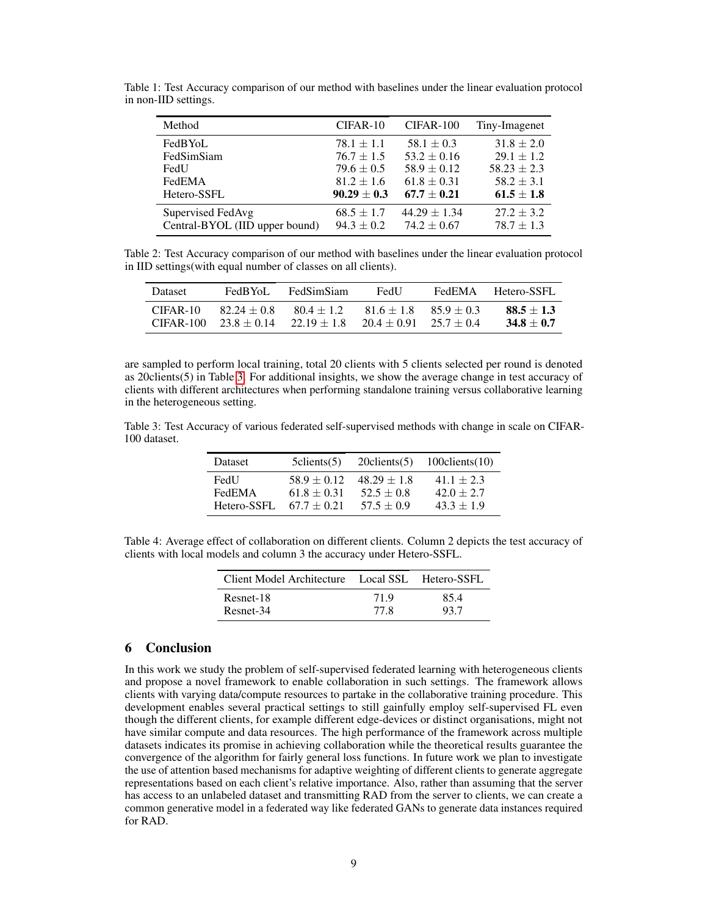Table 1: Test Accuracy comparison of our method with baselines under the linear evaluation protocol in non-IID settings.

| Method | CIFAR-10 | CIFAR-100 | Tiny-Imagenet |
|---|---|---|---|
| FedBYoL | $78.1 \pm 1.1$ | $58.1 \pm 0.3$ | $31.8 \pm 2.0$ |
| FedSimSiam | $76.7 \pm 1.5$ | $53.2 \pm 0.16$ | $29.1 \pm 1.2$ |
| FedU | $79.6 \pm 0.5$ | $58.9 \pm 0.12$ | $58.23 \pm 2.3$ |
| FedEMA | $81.2 \pm 1.6$ | $61.8 \pm 0.31$ | $58.2 \pm 3.1$ |
| Hetero-SSFL | $\mathbf{90.29 \pm 0.3}$ | $\mathbf{67.7 \pm 0.21}$ | $\mathbf{61.5 \pm 1.8}$ |
| Supervised FedAvg | $68.5 \pm 1.7$ | $44.29 \pm 1.34$ | $27.2 \pm 3.2$ |
| Central-BYOL (IID upper bound) | $94.3 \pm 0.2$ | $74.2 \pm 0.67$ | $78.7 \pm 1.3$ |

Table 2: Test Accuracy comparison of our method with baselines under the linear evaluation protocol in IID settings(with equal number of classes on all clients).

| Dataset | FedBYoL | FedSimSiam | FedU | FedEMA | Hetero-SSFL |
|---|---|---|---|---|---|
| CIFAR-10 | $82.24 \pm 0.8$ | $80.4 \pm 1.2$ | $81.6 \pm 1.8$ | $85.9 \pm 0.3$ | $\mathbf{88.5 \pm 1.3}$ |
| CIFAR-100 | $23.8 \pm 0.14$ | $22.19 \pm 1.8$ | $20.4 \pm 0.91$ | $25.7 \pm 0.4$ | $\mathbf{34.8 \pm 0.7}$ |

are sampled to perform local training, total 20 clients with 5 clients selected per round is denoted as 20clients(5) in Table 3. For additional insights, we show the average change in test accuracy of clients with different architectures when performing standalone training versus collaborative learning in the heterogeneous setting.

Table 3: Test Accuracy of various federated self-supervised methods with change in scale on CIFAR-100 dataset.

| Dataset | 5clients(5) | 20clients(5) | 100clients(10) |
|---|---|---|---|
| FedU | $58.9 \pm 0.12$ | $48.29 \pm 1.8$ | $41.1 \pm 2.3$ |
| FedEMA | $61.8 \pm 0.31$ | $52.5 \pm 0.8$ | $42.0 \pm 2.7$ |
| Hetero-SSFL | $67.7 \pm 0.21$ | $57.5 \pm 0.9$ | $43.3 \pm 1.9$ |

Table 4: Average effect of collaboration on different clients. Column 2 depicts the test accuracy of clients with local models and column 3 the accuracy under Hetero-SSFL.

| Client Model Architecture | Local SSL | Hetero-SSFL |
|---|---|---|
| Resnet-18 | 71.9 | 85.4 |
| Resnet-34 | 77.8 | 93.7 |

## 6 Conclusion

In this work we study the problem of self-supervised federated learning with heterogeneous clients and propose a novel framework to enable collaboration in such settings. The framework allows clients with varying data/compute resources to partake in the collaborative training procedure. This development enables several practical settings to still gainfully employ self-supervised FL even though the different clients, for example different edge-devices or distinct organisations, might not have similar compute and data resources. The high performance of the framework across multiple datasets indicates its promise in achieving collaboration while the theoretical results guarantee the convergence of the algorithm for fairly general loss functions. In future work we plan to investigate the use of attention based mechanisms for adaptive weighting of different clients to generate aggregate representations based on each client's relative importance. Also, rather than assuming that the server has access to an unlabeled dataset and transmitting RAD from the server to clients, we can create a common generative model in a federated way like federated GANs to generate data instances required for RAD.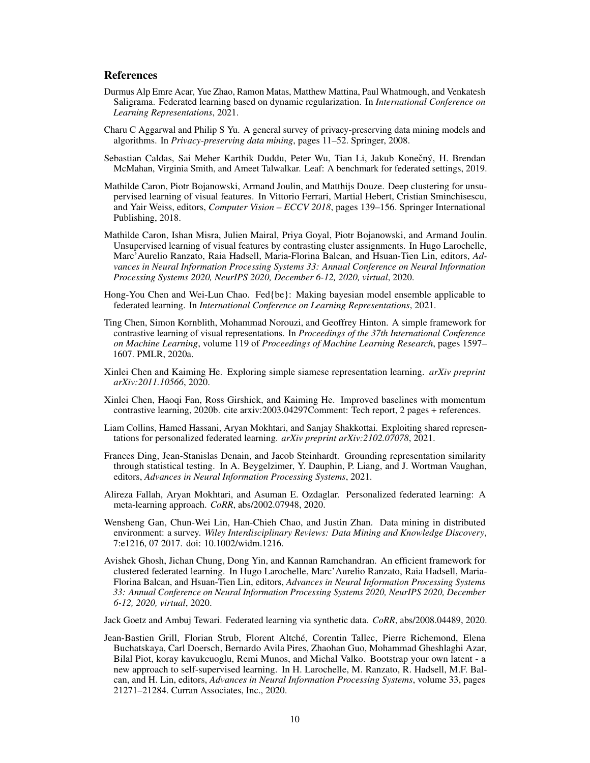## References

Durmus Alp Emre Acar, Yue Zhao, Ramon Matas, Matthew Mattina, Paul Whatmough, and Venkatesh Saligrama. Federated learning based on dynamic regularization. In *International Conference on Learning Representations*, 2021.

Charu C Aggarwal and Philip S Yu. A general survey of privacy-preserving data mining models and algorithms. In *Privacy-preserving data mining*, pages 11–52. Springer, 2008.

Sebastian Caldas, Sai Meher Karthik Duddu, Peter Wu, Tian Li, Jakub Konečný, H. Brendan McMahan, Virginia Smith, and Ameet Talwalkar. Leaf: A benchmark for federated settings, 2019.

Mathilde Caron, Piotr Bojanowski, Armand Joulin, and Matthijs Douze. Deep clustering for unsupervised learning of visual features. In Vittorio Ferrari, Martial Hebert, Cristian Sminchisescu, and Yair Weiss, editors, *Computer Vision – ECCV 2018*, pages 139–156. Springer International Publishing, 2018.

Mathilde Caron, Ishan Misra, Julien Mairal, Priya Goyal, Piotr Bojanowski, and Armand Joulin. Unsupervised learning of visual features by contrasting cluster assignments. In Hugo Larochelle, Marc'Aurelio Ranzato, Raia Hadsell, Maria-Florina Balcan, and Hsuan-Tien Lin, editors, *Advances in Neural Information Processing Systems 33: Annual Conference on Neural Information Processing Systems 2020, NeurIPS 2020, December 6-12, 2020, virtual*, 2020.

Hong-You Chen and Wei-Lun Chao. Fed{be}: Making bayesian model ensemble applicable to federated learning. In *International Conference on Learning Representations*, 2021.

Ting Chen, Simon Kornblith, Mohammad Norouzi, and Geoffrey Hinton. A simple framework for contrastive learning of visual representations. In *Proceedings of the 37th International Conference on Machine Learning*, volume 119 of *Proceedings of Machine Learning Research*, pages 1597–1607. PMLR, 2020a.

Xinlei Chen and Kaiming He. Exploring simple siamese representation learning. *arXiv preprint arXiv:2011.10566*, 2020.

Xinlei Chen, Haoqi Fan, Ross Girshick, and Kaiming He. Improved baselines with momentum contrastive learning, 2020b. cite arxiv:2003.04297Comment: Tech report, 2 pages + references.

Liam Collins, Hamed Hassani, Aryan Mokhtari, and Sanjay Shakkottai. Exploiting shared representations for personalized federated learning. *arXiv preprint arXiv:2102.07078*, 2021.

Frances Ding, Jean-Stanislas Denain, and Jacob Steinhardt. Grounding representation similarity through statistical testing. In A. Beygelzimer, Y. Dauphin, P. Liang, and J. Wortman Vaughan, editors, *Advances in Neural Information Processing Systems*, 2021.

Alireza Fallah, Aryan Mokhtari, and Asuman E. Ozdaglar. Personalized federated learning: A meta-learning approach. *CoRR*, abs/2002.07948, 2020.

Wensheng Gan, Chun-Wei Lin, Han-Chieh Chao, and Justin Zhan. Data mining in distributed environment: a survey. *Wiley Interdisciplinary Reviews: Data Mining and Knowledge Discovery*, 7:e1216, 07 2017. doi: 10.1002/widm.1216.

Avishek Ghosh, Jichan Chung, Dong Yin, and Kannan Ramchandran. An efficient framework for clustered federated learning. In Hugo Larochelle, Marc'Aurelio Ranzato, Raia Hadsell, Maria-Florina Balcan, and Hsuan-Tien Lin, editors, *Advances in Neural Information Processing Systems 33: Annual Conference on Neural Information Processing Systems 2020, NeurIPS 2020, December 6-12, 2020, virtual*, 2020.

Jack Goetz and Ambuj Tewari. Federated learning via synthetic data. *CoRR*, abs/2008.04489, 2020.

Jean-Bastien Grill, Florian Strub, Florent Altché, Corentin Tallec, Pierre Richemond, Elena Buchatskaya, Carl Doersch, Bernardo Avila Pires, Zhaohan Guo, Mohammad Gheshlaghi Azar, Bilal Piot, koray kavukcuoglu, Remi Munos, and Michal Valko. Bootstrap your own latent - a new approach to self-supervised learning. In H. Larochelle, M. Ranzato, R. Hadsell, M.F. Balcan, and H. Lin, editors, *Advances in Neural Information Processing Systems*, volume 33, pages 21271–21284. Curran Associates, Inc., 2020.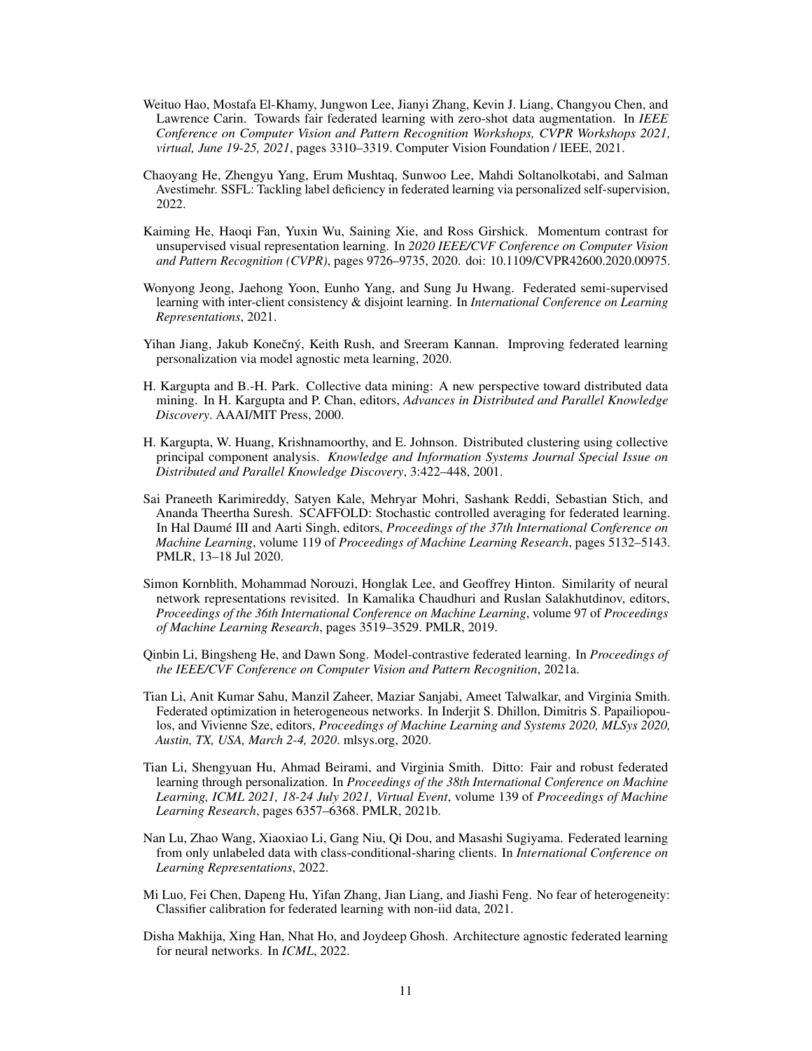Weituo Hao, Mostafa El-Khamy, Jungwon Lee, Jianyi Zhang, Kevin J. Liang, Changyou Chen, and Lawrence Carin. Towards fair federated learning with zero-shot data augmentation. In *IEEE Conference on Computer Vision and Pattern Recognition Workshops, CVPR Workshops 2021, virtual, June 19-25, 2021*, pages 3310–3319. Computer Vision Foundation / IEEE, 2021.

Chaoyang He, Zhengyu Yang, Erum Mushtaq, Sunwoo Lee, Mahdi Soltanolkotabi, and Salman Avestimehr. SSFL: Tackling label deficiency in federated learning via personalized self-supervision, 2022.

Kaiming He, Haoqi Fan, Yuxin Wu, Saining Xie, and Ross Girshick. Momentum contrast for unsupervised visual representation learning. In *2020 IEEE/CVF Conference on Computer Vision and Pattern Recognition (CVPR)*, pages 9726–9735, 2020. doi: 10.1109/CVPR42600.2020.00975.

Wonyong Jeong, Jaehong Yoon, Eunho Yang, and Sung Ju Hwang. Federated semi-supervised learning with inter-client consistency & disjoint learning. In *International Conference on Learning Representations*, 2021.

Yihan Jiang, Jakub Konečný, Keith Rush, and Sreeram Kannan. Improving federated learning personalization via model agnostic meta learning, 2020.

H. Kargupta and B.-H. Park. Collective data mining: A new perspective toward distributed data mining. In H. Kargupta and P. Chan, editors, *Advances in Distributed and Parallel Knowledge Discovery*. AAAI/MIT Press, 2000.

H. Kargupta, W. Huang, Krishnamoorthy, and E. Johnson. Distributed clustering using collective principal component analysis. *Knowledge and Information Systems Journal Special Issue on Distributed and Parallel Knowledge Discovery*, 3:422–448, 2001.

Sai Praneeth Karimireddy, Satyen Kale, Mehryar Mohri, Sashank Reddi, Sebastian Stich, and Ananda Theertha Suresh. SCAFFOLD: Stochastic controlled averaging for federated learning. In Hal Daumé III and Aarti Singh, editors, *Proceedings of the 37th International Conference on Machine Learning*, volume 119 of *Proceedings of Machine Learning Research*, pages 5132–5143. PMLR, 13–18 Jul 2020.

Simon Kornblith, Mohammad Norouzi, Honglak Lee, and Geoffrey Hinton. Similarity of neural network representations revisited. In Kamalika Chaudhuri and Ruslan Salakhutdinov, editors, *Proceedings of the 36th International Conference on Machine Learning*, volume 97 of *Proceedings of Machine Learning Research*, pages 3519–3529. PMLR, 2019.

Qinbin Li, Bingsheng He, and Dawn Song. Model-contrastive federated learning. In *Proceedings of the IEEE/CVF Conference on Computer Vision and Pattern Recognition*, 2021a.

Tian Li, Anit Kumar Sahu, Manzil Zaheer, Maziar Sanjabi, Ameet Talwalkar, and Virginia Smith. Federated optimization in heterogeneous networks. In Inderjit S. Dhillon, Dimitris S. Papailiopoulos, and Vivienne Sze, editors, *Proceedings of Machine Learning and Systems 2020, MLSys 2020, Austin, TX, USA, March 2-4, 2020*. mlsys.org, 2020.

Tian Li, Shengyuan Hu, Ahmad Beirami, and Virginia Smith. Ditto: Fair and robust federated learning through personalization. In *Proceedings of the 38th International Conference on Machine Learning, ICML 2021, 18-24 July 2021, Virtual Event*, volume 139 of *Proceedings of Machine Learning Research*, pages 6357–6368. PMLR, 2021b.

Nan Lu, Zhao Wang, Xiaoxiao Li, Gang Niu, Qi Dou, and Masashi Sugiyama. Federated learning from only unlabeled data with class-conditional-sharing clients. In *International Conference on Learning Representations*, 2022.

Mi Luo, Fei Chen, Dapeng Hu, Yifan Zhang, Jian Liang, and Jiashi Feng. No fear of heterogeneity: Classifier calibration for federated learning with non-iid data, 2021.

Disha Makhija, Xing Han, Nhat Ho, and Joydeep Ghosh. Architecture agnostic federated learning for neural networks. In *ICML*, 2022.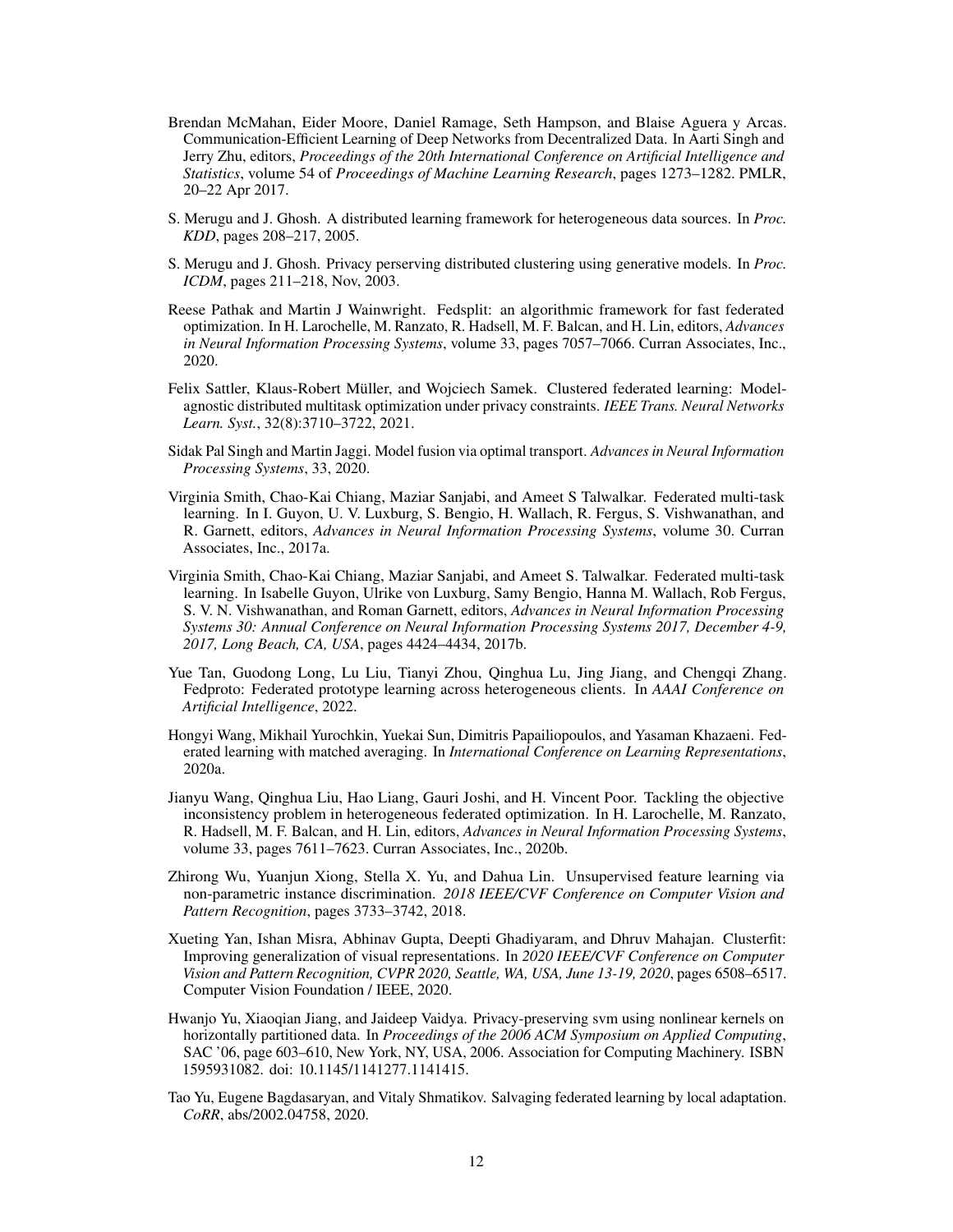Brendan McMahan, Eider Moore, Daniel Ramage, Seth Hampson, and Blaise Aguera y Arcas. Communication-Efficient Learning of Deep Networks from Decentralized Data. In Aarti Singh and Jerry Zhu, editors, *Proceedings of the 20th International Conference on Artificial Intelligence and Statistics*, volume 54 of *Proceedings of Machine Learning Research*, pages 1273–1282. PMLR, 20–22 Apr 2017.

S. Merugu and J. Ghosh. A distributed learning framework for heterogeneous data sources. In *Proc. KDD*, pages 208–217, 2005.

S. Merugu and J. Ghosh. Privacy perserving distributed clustering using generative models. In *Proc. ICDM*, pages 211–218, Nov, 2003.

Reese Pathak and Martin J Wainwright. Fedsplit: an algorithmic framework for fast federated optimization. In H. Larochelle, M. Ranzato, R. Hadsell, M. F. Balcan, and H. Lin, editors, *Advances in Neural Information Processing Systems*, volume 33, pages 7057–7066. Curran Associates, Inc., 2020.

Felix Sattler, Klaus-Robert Müller, and Wojciech Samek. Clustered federated learning: Model-agnostic distributed multitask optimization under privacy constraints. *IEEE Trans. Neural Networks Learn. Syst.*, 32(8):3710–3722, 2021.

Sidak Pal Singh and Martin Jaggi. Model fusion via optimal transport. *Advances in Neural Information Processing Systems*, 33, 2020.

Virginia Smith, Chao-Kai Chiang, Maziar Sanjabi, and Ameet S Talwalkar. Federated multi-task learning. In I. Guyon, U. V. Luxburg, S. Bengio, H. Wallach, R. Fergus, S. Vishwanathan, and R. Garnett, editors, *Advances in Neural Information Processing Systems*, volume 30. Curran Associates, Inc., 2017a.

Virginia Smith, Chao-Kai Chiang, Maziar Sanjabi, and Ameet S. Talwalkar. Federated multi-task learning. In Isabelle Guyon, Ulrike von Luxburg, Samy Bengio, Hanna M. Wallach, Rob Fergus, S. V. N. Vishwanathan, and Roman Garnett, editors, *Advances in Neural Information Processing Systems 30: Annual Conference on Neural Information Processing Systems 2017, December 4-9, 2017, Long Beach, CA, USA*, pages 4424–4434, 2017b.

Yue Tan, Guodong Long, Lu Liu, Tianyi Zhou, Qinghua Lu, Jing Jiang, and Chengqi Zhang. Fedproto: Federated prototype learning across heterogeneous clients. In *AAAI Conference on Artificial Intelligence*, 2022.

Hongyi Wang, Mikhail Yurochkin, Yuekai Sun, Dimitris Papailiopoulos, and Yasaman Khazaeni. Federated learning with matched averaging. In *International Conference on Learning Representations*, 2020a.

Jianyu Wang, Qinghua Liu, Hao Liang, Gauri Joshi, and H. Vincent Poor. Tackling the objective inconsistency problem in heterogeneous federated optimization. In H. Larochelle, M. Ranzato, R. Hadsell, M. F. Balcan, and H. Lin, editors, *Advances in Neural Information Processing Systems*, volume 33, pages 7611–7623. Curran Associates, Inc., 2020b.

Zhirong Wu, Yuanjun Xiong, Stella X. Yu, and Dahua Lin. Unsupervised feature learning via non-parametric instance discrimination. *2018 IEEE/CVF Conference on Computer Vision and Pattern Recognition*, pages 3733–3742, 2018.

Xueting Yan, Ishan Misra, Abhinav Gupta, Deepti Ghadiyaram, and Dhruv Mahajan. Clusterfit: Improving generalization of visual representations. In *2020 IEEE/CVF Conference on Computer Vision and Pattern Recognition, CVPR 2020, Seattle, WA, USA, June 13-19, 2020*, pages 6508–6517. Computer Vision Foundation / IEEE, 2020.

Hwanjo Yu, Xiaoqian Jiang, and Jaideep Vaidya. Privacy-preserving svm using nonlinear kernels on horizontally partitioned data. In *Proceedings of the 2006 ACM Symposium on Applied Computing*, SAC '06, page 603–610, New York, NY, USA, 2006. Association for Computing Machinery. ISBN 1595931082. doi: 10.1145/1141277.1141415.

Tao Yu, Eugene Bagdasaryan, and Vitaly Shmatikov. Salvaging federated learning by local adaptation. *CoRR*, abs/2002.04758, 2020.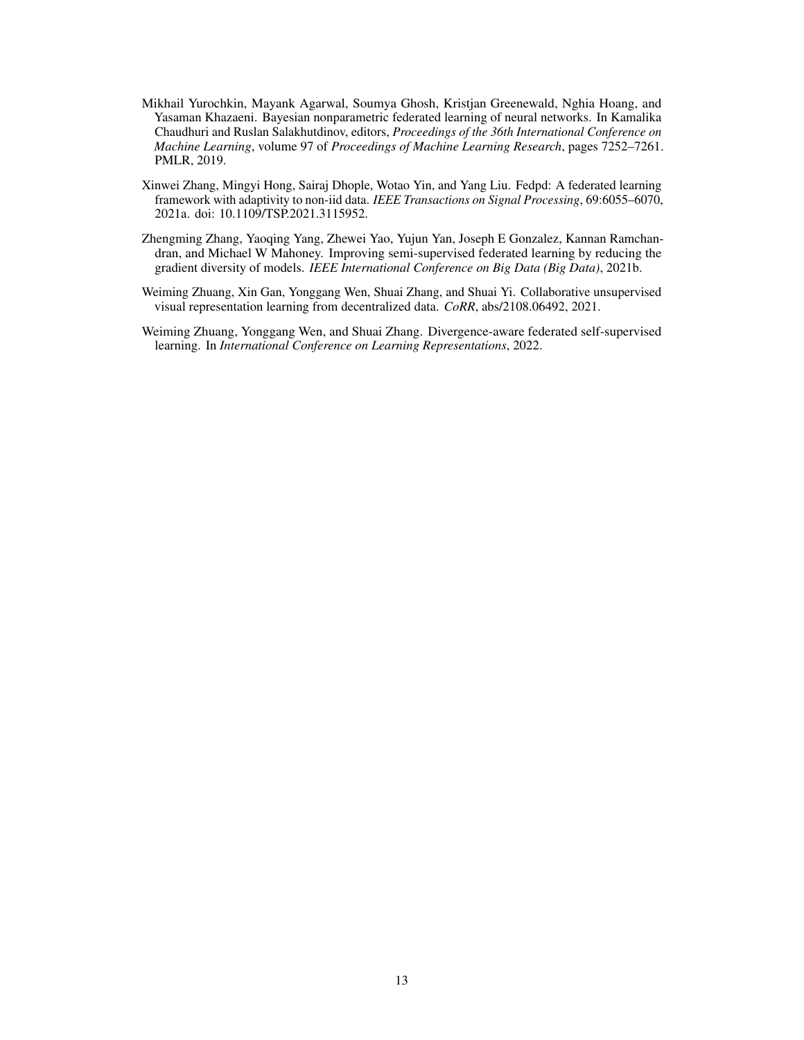Mikhail Yurochkin, Mayank Agarwal, Soumya Ghosh, Kristjan Greenewald, Nghia Hoang, and Yasaman Khazaeni. Bayesian nonparametric federated learning of neural networks. In Kamalika Chaudhuri and Ruslan Salakhutdinov, editors, *Proceedings of the 36th International Conference on Machine Learning*, volume 97 of *Proceedings of Machine Learning Research*, pages 7252–7261. PMLR, 2019.

Xinwei Zhang, Mingyi Hong, Sairaj Dhople, Wotao Yin, and Yang Liu. Fedpd: A federated learning framework with adaptivity to non-iid data. *IEEE Transactions on Signal Processing*, 69:6055–6070, 2021a. doi: 10.1109/TSP.2021.3115952.

Zhengming Zhang, Yaoqing Yang, Zhewei Yao, Yujun Yan, Joseph E Gonzalez, Kannan Ramchandran, and Michael W Mahoney. Improving semi-supervised federated learning by reducing the gradient diversity of models. *IEEE International Conference on Big Data (Big Data)*, 2021b.

Weiming Zhuang, Xin Gan, Yonggang Wen, Shuai Zhang, and Shuai Yi. Collaborative unsupervised visual representation learning from decentralized data. *CoRR*, abs/2108.06492, 2021.

Weiming Zhuang, Yonggang Wen, and Shuai Zhang. Divergence-aware federated self-supervised learning. In *International Conference on Learning Representations*, 2022.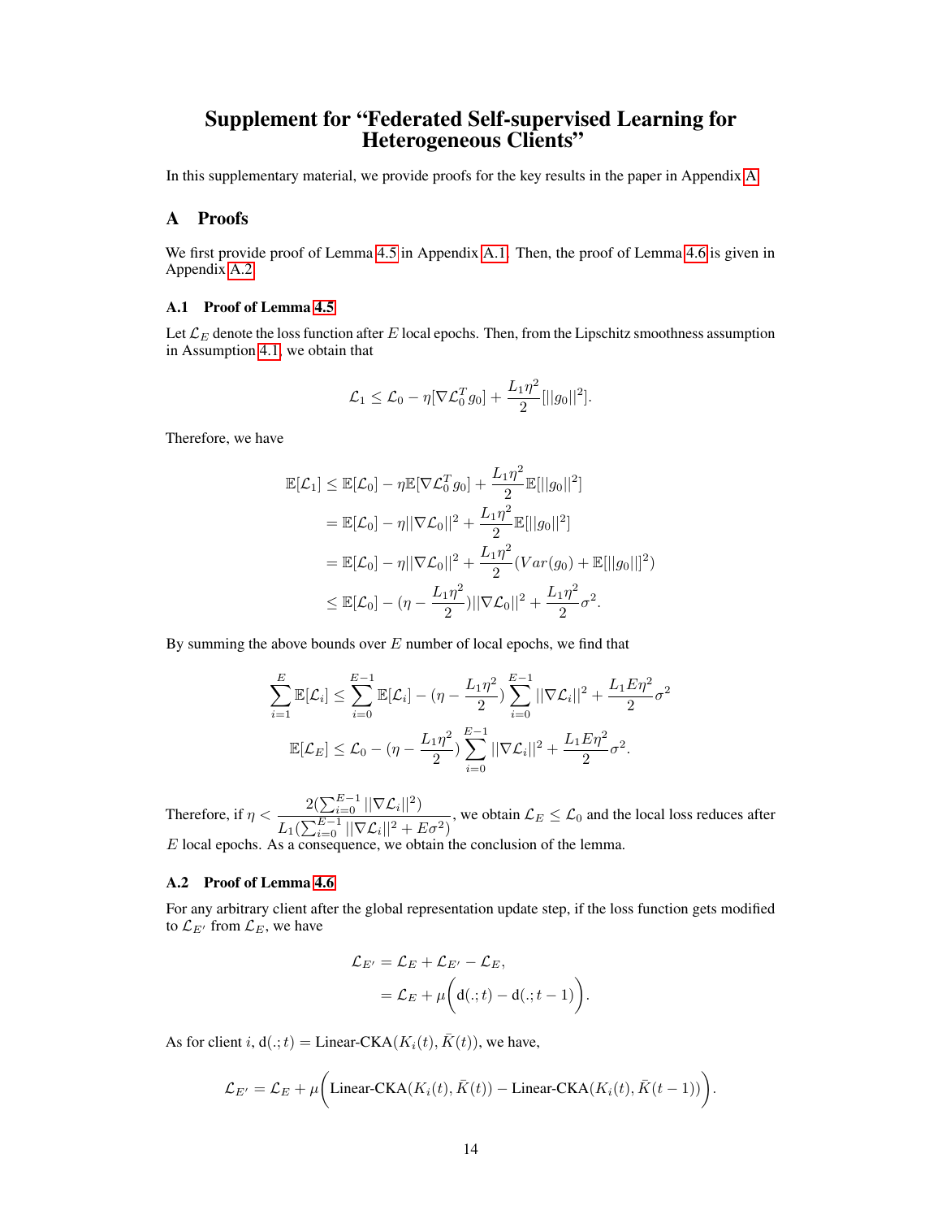# Supplement for "Federated Self-supervised Learning for Heterogeneous Clients"

In this supplementary material, we provide proofs for the key results in the paper in Appendix A.

## A Proofs

We first provide proof of Lemma 4.5 in Appendix A.1. Then, the proof of Lemma 4.6 is given in Appendix A.2.

### A.1 Proof of Lemma 4.5

Let $\mathcal{L}_E$ denote the loss function after $E$ local epochs. Then, from the Lipschitz smoothness assumption in Assumption 4.1, we obtain that

$$\mathcal{L}_1 \leq \mathcal{L}_0 - \eta[\nabla \mathcal{L}_0^T g_0] + \frac{L_1 \eta^2}{2}[||g_0||^2].$$

Therefore, we have

$$\begin{aligned}
\mathbb{E}[\mathcal{L}_1] &\leq \mathbb{E}[\mathcal{L}_0] - \eta \mathbb{E}[\nabla \mathcal{L}_0^T g_0] + \frac{L_1 \eta^2}{2}\mathbb{E}[||g_0||^2] \\
&= \mathbb{E}[\mathcal{L}_0] - \eta||\nabla \mathcal{L}_0||^2 + \frac{L_1 \eta^2}{2}\mathbb{E}[||g_0||^2] \\
&= \mathbb{E}[\mathcal{L}_0] - \eta||\nabla \mathcal{L}_0||^2 + \frac{L_1 \eta^2}{2}(Var(g_0) + \mathbb{E}[||g_0||]^2) \\
&\leq \mathbb{E}[\mathcal{L}_0] - (\eta - \frac{L_1 \eta^2}{2})||\nabla \mathcal{L}_0||^2 + \frac{L_1 \eta^2}{2}\sigma^2.
\end{aligned}$$

By summing the above bounds over $E$ number of local epochs, we find that

$$\begin{aligned}
\sum_{i=1}^{E}\mathbb{E}[\mathcal{L}_i] &\leq \sum_{i=0}^{E-1}\mathbb{E}[\mathcal{L}_i] - (\eta - \frac{L_1 \eta^2}{2})\sum_{i=0}^{E-1}||\nabla \mathcal{L}_i||^2 + \frac{L_1 E \eta^2}{2}\sigma^2 \\
\mathbb{E}[\mathcal{L}_E] &\leq \mathcal{L}_0 - (\eta - \frac{L_1 \eta^2}{2})\sum_{i=0}^{E-1}||\nabla \mathcal{L}_i||^2 + \frac{L_1 E \eta^2}{2}\sigma^2.
\end{aligned}$$

Therefore, if $\eta < \dfrac{2(\sum_{i=0}^{E-1}||\nabla \mathcal{L}_i||^2)}{L_1(\sum_{i=0}^{E-1}||\nabla \mathcal{L}_i||^2 + E\sigma^2)}$, we obtain $\mathcal{L}_E \leq \mathcal{L}_0$ and the local loss reduces after $E$ local epochs. As a consequence, we obtain the conclusion of the lemma.

### A.2 Proof of Lemma 4.6

For any arbitrary client after the global representation update step, if the loss function gets modified to $\mathcal{L}_{E'}$ from $\mathcal{L}_E$, we have

$$\begin{aligned}
\mathcal{L}_{E'} &= \mathcal{L}_E + \mathcal{L}_{E'} - \mathcal{L}_E, \\
&= \mathcal{L}_E + \mu\Big(\mathrm{d}(.;t) - \mathrm{d}(.;t-1)\Big).
\end{aligned}$$

As for client $i$, $\mathrm{d}(.;t) = \text{Linear-CKA}(K_i(t), \bar{K}(t))$, we have,

$$\mathcal{L}_{E'} = \mathcal{L}_E + \mu\Big(\text{Linear-CKA}(K_i(t), \bar{K}(t)) - \text{Linear-CKA}(K_i(t), \bar{K}(t-1))\Big).$$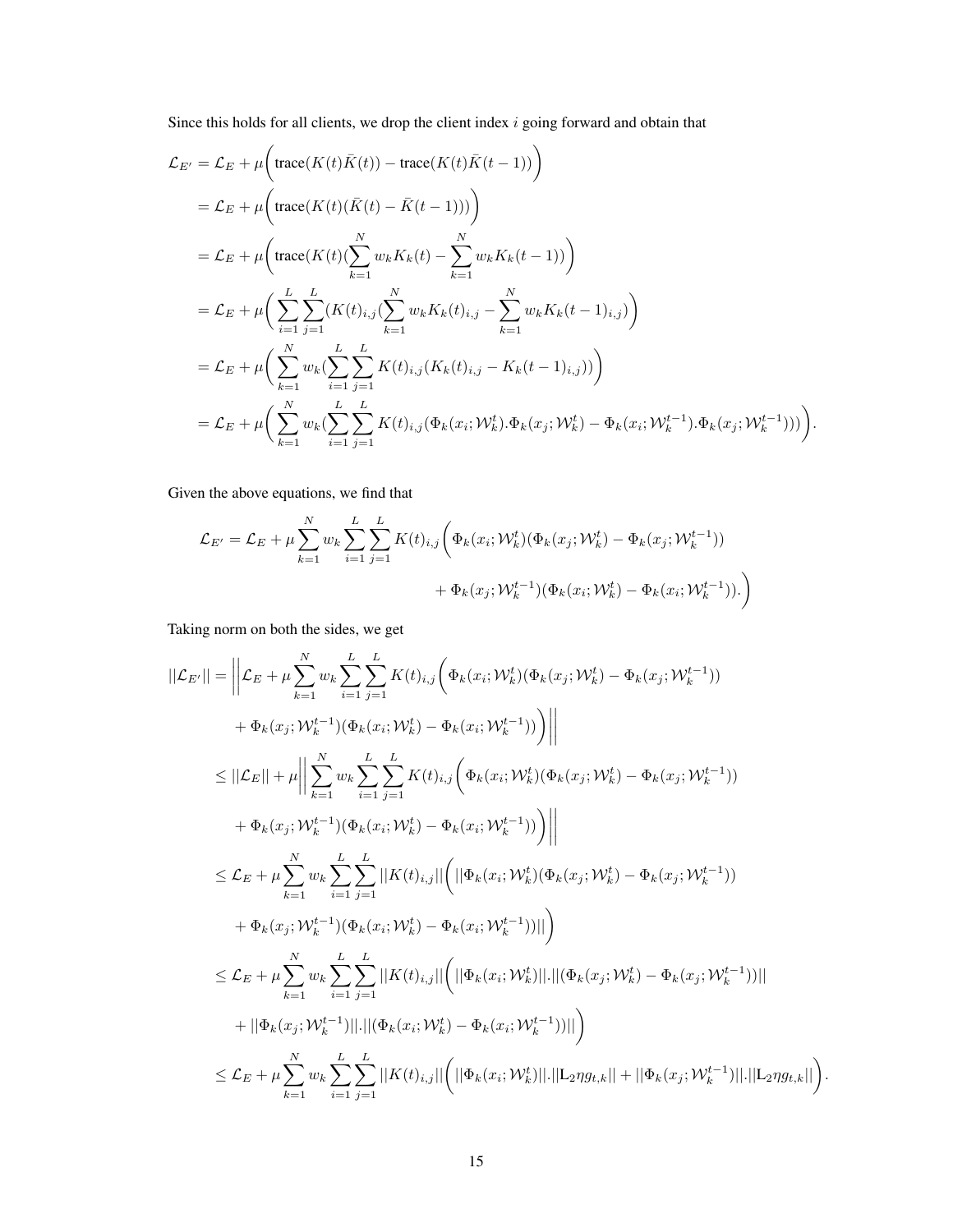Since this holds for all clients, we drop the client index $i$ going forward and obtain that

$$
\begin{aligned}
\mathcal{L}_{E'} &= \mathcal{L}_E + \mu\bigg(\text{trace}(K(t)\bar{K}(t)) - \text{trace}(K(t)\bar{K}(t-1))\bigg) \\
&= \mathcal{L}_E + \mu\bigg(\text{trace}(K(t)(\bar{K}(t) - \bar{K}(t-1)))\bigg) \\
&= \mathcal{L}_E + \mu\bigg(\text{trace}(K(t)(\sum_{k=1}^{N} w_k K_k(t) - \sum_{k=1}^{N} w_k K_k(t-1))\bigg) \\
&= \mathcal{L}_E + \mu\bigg(\sum_{i=1}^{L}\sum_{j=1}^{L}(K(t)_{i,j}(\sum_{k=1}^{N} w_k K_k(t)_{i,j} - \sum_{k=1}^{N} w_k K_k(t-1)_{i,j})\bigg) \\
&= \mathcal{L}_E + \mu\bigg(\sum_{k=1}^{N} w_k(\sum_{i=1}^{L}\sum_{j=1}^{L} K(t)_{i,j}(K_k(t)_{i,j} - K_k(t-1)_{i,j}))\bigg) \\
&= \mathcal{L}_E + \mu\bigg(\sum_{k=1}^{N} w_k(\sum_{i=1}^{L}\sum_{j=1}^{L} K(t)_{i,j}(\Phi_k(x_i;\mathcal{W}_k^t).\Phi_k(x_j;\mathcal{W}_k^t) - \Phi_k(x_i;\mathcal{W}_k^{t-1}).\Phi_k(x_j;\mathcal{W}_k^{t-1})))\bigg).
\end{aligned}
$$

Given the above equations, we find that

$$
\begin{aligned}
\mathcal{L}_{E'} = \mathcal{L}_E + \mu\sum_{k=1}^{N} w_k \sum_{i=1}^{L}\sum_{j=1}^{L} K(t)_{i,j}\bigg(&\Phi_k(x_i;\mathcal{W}_k^t)(\Phi_k(x_j;\mathcal{W}_k^t) - \Phi_k(x_j;\mathcal{W}_k^{t-1})) \\
&+ \Phi_k(x_j;\mathcal{W}_k^{t-1})(\Phi_k(x_i;\mathcal{W}_k^t) - \Phi_k(x_i;\mathcal{W}_k^{t-1})).\bigg)
\end{aligned}
$$

Taking norm on both the sides, we get

$$
\begin{aligned}
||\mathcal{L}_{E'}|| &= \bigg|\bigg|\mathcal{L}_E + \mu\sum_{k=1}^{N} w_k \sum_{i=1}^{L}\sum_{j=1}^{L} K(t)_{i,j}\bigg(\Phi_k(x_i;\mathcal{W}_k^t)(\Phi_k(x_j;\mathcal{W}_k^t) - \Phi_k(x_j;\mathcal{W}_k^{t-1})) \\
&\quad + \Phi_k(x_j;\mathcal{W}_k^{t-1})(\Phi_k(x_i;\mathcal{W}_k^t) - \Phi_k(x_i;\mathcal{W}_k^{t-1}))\bigg)\bigg|\bigg| \\
&\leq ||\mathcal{L}_E|| + \mu\bigg|\bigg|\sum_{k=1}^{N} w_k \sum_{i=1}^{L}\sum_{j=1}^{L} K(t)_{i,j}\bigg(\Phi_k(x_i;\mathcal{W}_k^t)(\Phi_k(x_j;\mathcal{W}_k^t) - \Phi_k(x_j;\mathcal{W}_k^{t-1})) \\
&\quad + \Phi_k(x_j;\mathcal{W}_k^{t-1})(\Phi_k(x_i;\mathcal{W}_k^t) - \Phi_k(x_i;\mathcal{W}_k^{t-1}))\bigg)\bigg|\bigg| \\
&\leq \mathcal{L}_E + \mu\sum_{k=1}^{N} w_k \sum_{i=1}^{L}\sum_{j=1}^{L} ||K(t)_{i,j}||\bigg(||\Phi_k(x_i;\mathcal{W}_k^t)(\Phi_k(x_j;\mathcal{W}_k^t) - \Phi_k(x_j;\mathcal{W}_k^{t-1})) \\
&\quad + \Phi_k(x_j;\mathcal{W}_k^{t-1})(\Phi_k(x_i;\mathcal{W}_k^t) - \Phi_k(x_i;\mathcal{W}_k^{t-1}))||\bigg) \\
&\leq \mathcal{L}_E + \mu\sum_{k=1}^{N} w_k \sum_{i=1}^{L}\sum_{j=1}^{L} ||K(t)_{i,j}||\bigg(||\Phi_k(x_i;\mathcal{W}_k^t)||.||(\Phi_k(x_j;\mathcal{W}_k^t) - \Phi_k(x_j;\mathcal{W}_k^{t-1}))|| \\
&\quad + ||\Phi_k(x_j;\mathcal{W}_k^{t-1})||.||(\Phi_k(x_i;\mathcal{W}_k^t) - \Phi_k(x_i;\mathcal{W}_k^{t-1}))||\bigg) \\
&\leq \mathcal{L}_E + \mu\sum_{k=1}^{N} w_k \sum_{i=1}^{L}\sum_{j=1}^{L} ||K(t)_{i,j}||\bigg(||\Phi_k(x_i;\mathcal{W}_k^t)||.||\mathrm{L}_2\eta g_{t,k}|| + ||\Phi_k(x_j;\mathcal{W}_k^{t-1})||.||\mathrm{L}_2\eta g_{t,k}||\bigg).
\end{aligned}
$$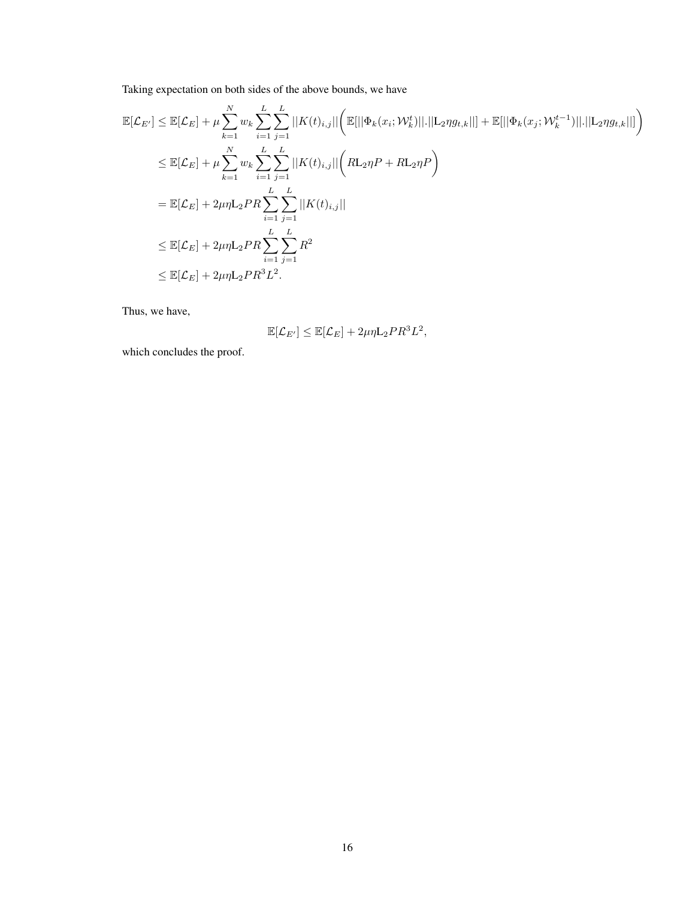Taking expectation on both sides of the above bounds, we have

$$
\begin{aligned}
\mathbb{E}[\mathcal{L}_{E'}] &\leq \mathbb{E}[\mathcal{L}_E] + \mu \sum_{k=1}^{N} w_k \sum_{i=1}^{L} \sum_{j=1}^{L} ||K(t)_{i,j}|| \Bigg( \mathbb{E}[||\Phi_k(x_i; \mathcal{W}_k^t)||.||\mathrm{L}_2 \eta g_{t,k}||] + \mathbb{E}[||\Phi_k(x_j; \mathcal{W}_k^{t-1})||.||\mathrm{L}_2 \eta g_{t,k}||] \Bigg) \\
&\leq \mathbb{E}[\mathcal{L}_E] + \mu \sum_{k=1}^{N} w_k \sum_{i=1}^{L} \sum_{j=1}^{L} ||K(t)_{i,j}|| \Bigg( R\mathrm{L}_2 \eta P + R\mathrm{L}_2 \eta P \Bigg) \\
&= \mathbb{E}[\mathcal{L}_E] + 2\mu\eta \mathrm{L}_2 P R \sum_{i=1}^{L} \sum_{j=1}^{L} ||K(t)_{i,j}|| \\
&\leq \mathbb{E}[\mathcal{L}_E] + 2\mu\eta \mathrm{L}_2 P R \sum_{i=1}^{L} \sum_{j=1}^{L} R^2 \\
&\leq \mathbb{E}[\mathcal{L}_E] + 2\mu\eta \mathrm{L}_2 P R^3 L^2.
\end{aligned}
$$

Thus, we have,

$$
\mathbb{E}[\mathcal{L}_{E'}] \leq \mathbb{E}[\mathcal{L}_E] + 2\mu\eta \mathrm{L}_2 P R^3 L^2,
$$

which concludes the proof.